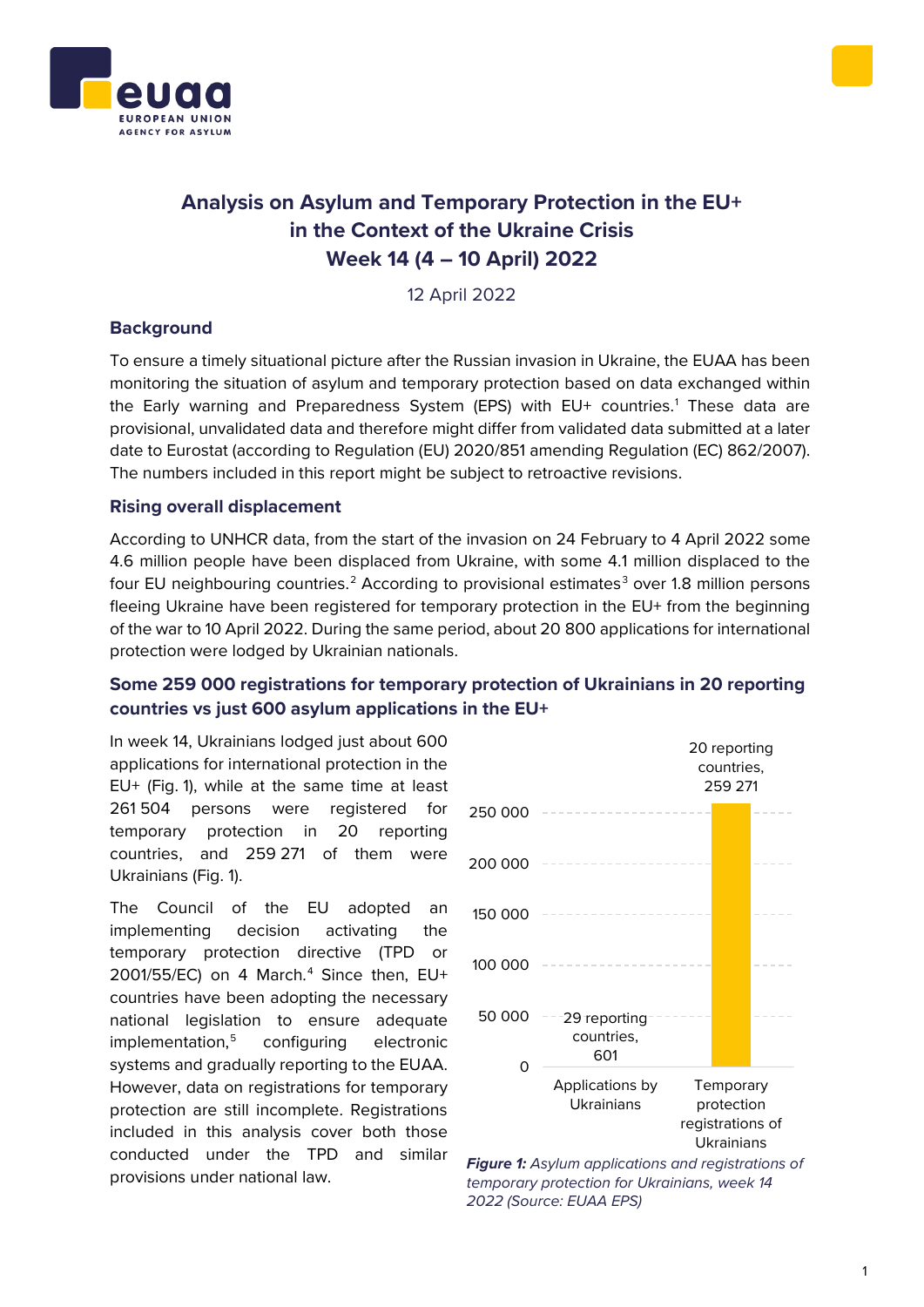# Analysis on Asylum and Temporary Protection in the EU+ in the Context of the Ukraine Crisis

## Week 14 (4 – 10 April) 2022

12 April 2022

### Background

To ensure a timely situational picture after the Russian invasion in Ukraine, the EUAA has been monitoring the situation of asylum and temporary protection based on data exchanged within the Early warning and Preparedness System (EPS) with EU+ countries.[1] These data are provisional, unvalidated data and therefore might differ from validated data submitted at a later date to Eurostat (according to Regulation (EU) 2020/851 amending Regulation (EC) 862/2007). The numbers included in this report might be subject to retroactive revisions.

### Rising overall displacement

According to UNHCR data, from the start of the invasion on 24 February to 4 April 2022 some 4.6 million people have been displaced from Ukraine, with some 4.1 million displaced to the four EU neighbouring countries.[2] According to provisional estimates[3] over 1.8 million persons fleeing Ukraine have been registered for temporary protection in the EU+ from the beginning of the war to 10 April 2022. During the same period, about 20 800 applications for international protection were lodged by Ukrainian nationals.

### Some 259 000 registrations for temporary protection of Ukrainians in 20 reporting countries vs just 600 asylum applications in the EU+

In week 14, Ukrainians lodged just about 600 applications for international protection in the EU+ (Fig. 1), while at the same time at least 261 504 persons were registered for temporary protection in 20 reporting countries, and 259 271 of them were Ukrainians (Fig. 1).

The Council of the EU adopted an implementing decision activating the temporary protection directive (TPD or 2001/55/EC) on 4 March.[4] Since then, EU+ countries have been adopting the necessary national legislation to ensure adequate implementation,[5] configuring electronic systems and gradually reporting to the EUAA. However, data on registrations for temporary protection are still incomplete. Registrations included in this analysis cover both those conducted under the TPD and similar provisions under national law.

| | Value |
|---|---|
| Applications by Ukrainians (29 reporting countries) | 601 |
| Temporary protection registrations of Ukrainians (20 reporting countries) | 259 271 |

*Figure 1: Asylum applications and registrations of temporary protection for Ukrainians, week 14 2022 (Source: EUAA EPS)*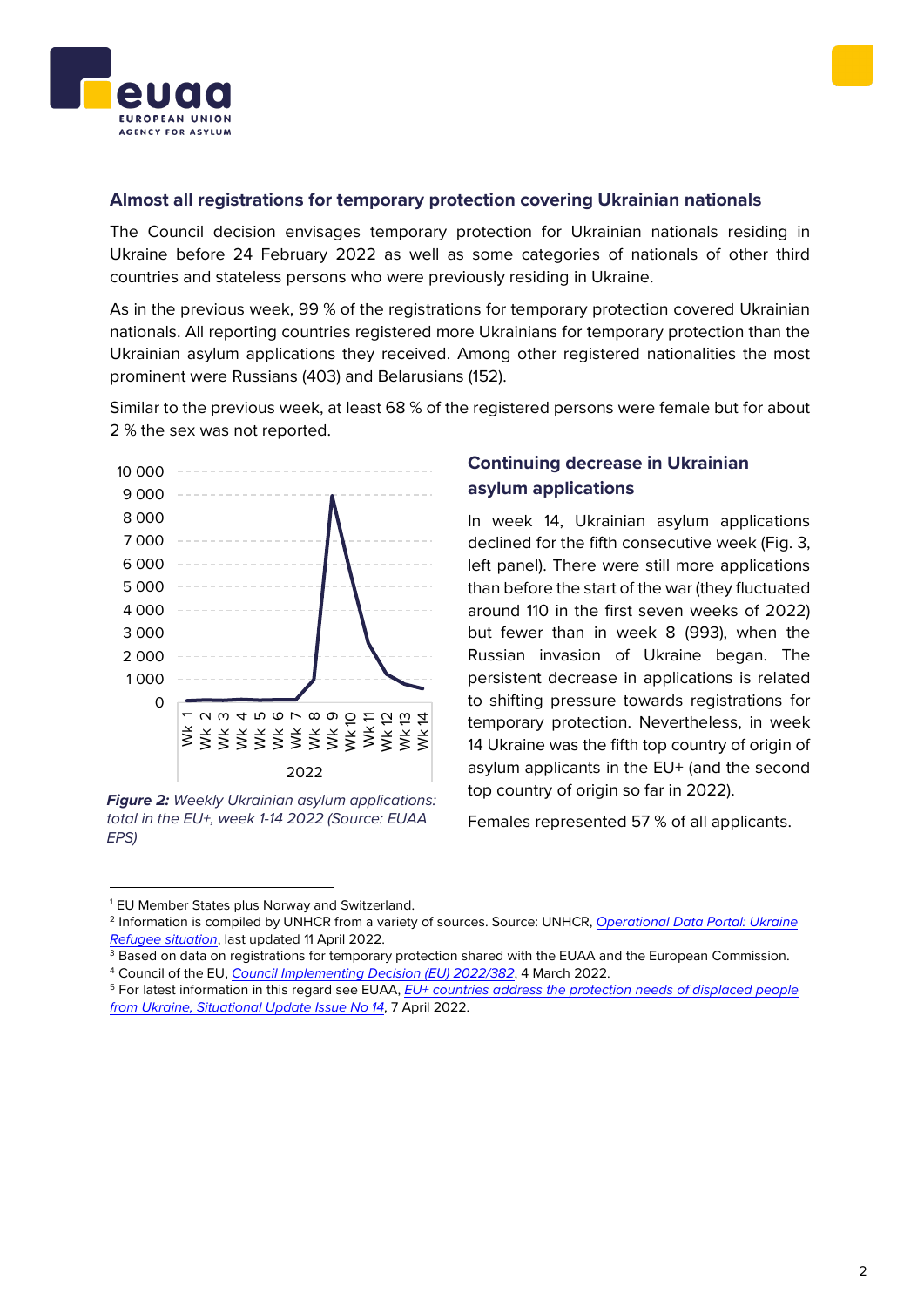## Almost all registrations for temporary protection covering Ukrainian nationals

The Council decision envisages temporary protection for Ukrainian nationals residing in Ukraine before 24 February 2022 as well as some categories of nationals of other third countries and stateless persons who were previously residing in Ukraine.

As in the previous week, 99 % of the registrations for temporary protection covered Ukrainian nationals. All reporting countries registered more Ukrainians for temporary protection than the Ukrainian asylum applications they received. Among other registered nationalities the most prominent were Russians (403) and Belarusians (152).

Similar to the previous week, at least 68 % of the registered persons were female but for about 2 % the sex was not reported.

10 000
9 000
8 000
7 000
6 000
5 000
4 000
3 000
2 000
1 000
0

Wk 1
Wk 2
Wk 3
Wk 4
Wk 5
Wk 6
Wk 7
Wk 8
Wk 9
Wk 10
Wk 11
Wk 12
Wk 13
Wk 14

2022

*Figure 2: Weekly Ukrainian asylum applications: total in the EU+, week 1-14 2022 (Source: EUAA EPS)*

## Continuing decrease in Ukrainian asylum applications

In week 14, Ukrainian asylum applications declined for the fifth consecutive week (Fig. 3, left panel). There were still more applications than before the start of the war (they fluctuated around 110 in the first seven weeks of 2022) but fewer than in week 8 (993), when the Russian invasion of Ukraine began. The persistent decrease in applications is related to shifting pressure towards registrations for temporary protection. Nevertheless, in week 14 Ukraine was the fifth top country of origin of asylum applicants in the EU+ (and the second top country of origin so far in 2022).

Females represented 57 % of all applicants.

---

[1] EU Member States plus Norway and Switzerland.

[2] Information is compiled by UNHCR from a variety of sources. Source: UNHCR, *Operational Data Portal: Ukraine Refugee situation*, last updated 11 April 2022.

[3] Based on data on registrations for temporary protection shared with the EUAA and the European Commission.

[4] Council of the EU, *Council Implementing Decision (EU) 2022/382*, 4 March 2022.

[5] For latest information in this regard see EUAA, *EU+ countries address the protection needs of displaced people from Ukraine, Situational Update Issue No 14*, 7 April 2022.